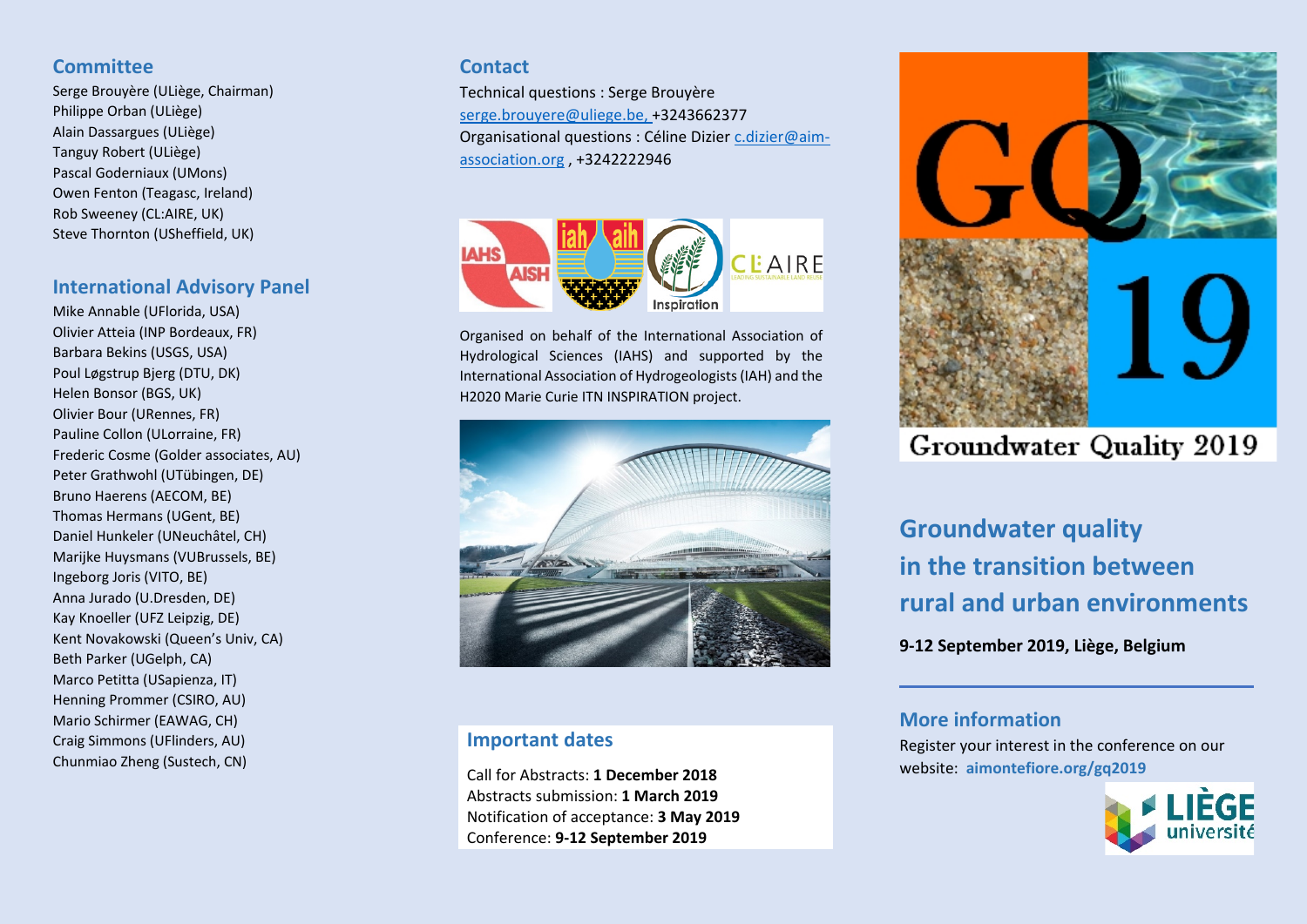## Committee

Serge Brouyère (ULiège, Chairman)
Philippe Orban (ULiège)
Alain Dassargues (ULiège)
Tanguy Robert (ULiège)
Pascal Goderniaux (UMons)
Owen Fenton (Teagasc, Ireland)
Rob Sweeney (CL:AIRE, UK)
Steve Thornton (USheffield, UK)

## International Advisory Panel

Mike Annable (UFlorida, USA)
Olivier Atteia (INP Bordeaux, FR)
Barbara Bekins (USGS, USA)
Poul Løgstrup Bjerg (DTU, DK)
Helen Bonsor (BGS, UK)
Olivier Bour (URennes, FR)
Pauline Collon (ULorraine, FR)
Frederic Cosme (Golder associates, AU)
Peter Grathwohl (UTübingen, DE)
Bruno Haerens (AECOM, BE)
Thomas Hermans (UGent, BE)
Daniel Hunkeler (UNeuchâtel, CH)
Marijke Huysmans (VUBrussels, BE)
Ingeborg Joris (VITO, BE)
Anna Jurado (U.Dresden, DE)
Kay Knoeller (UFZ Leipzig, DE)
Kent Novakowski (Queen's Univ, CA)
Beth Parker (UGelph, CA)
Marco Petitta (USapienza, IT)
Henning Prommer (CSIRO, AU)
Mario Schirmer (EAWAG, CH)
Craig Simmons (UFlinders, AU)
Chunmiao Zheng (Sustech, CN)

## Contact

Technical questions : Serge Brouyère
serge.brouyere@uliege.be, +3243662377
Organisational questions : Céline Dizier c.dizier@aim-association.org , +3242222946

Organised on behalf of the International Association of Hydrological Sciences (IAHS) and supported by the International Association of Hydrogeologists (IAH) and the H2020 Marie Curie ITN INSPIRATION project.

## Important dates

Call for Abstracts: **1 December 2018**
Abstracts submission: **1 March 2019**
Notification of acceptance: **3 May 2019**
Conference: **9-12 September 2019**

# GQ 19

Groundwater Quality 2019

## Groundwater quality in the transition between rural and urban environments

**9-12 September 2019, Liège, Belgium**

## More information

Register your interest in the conference on our website: **aimontefiore.org/gq2019**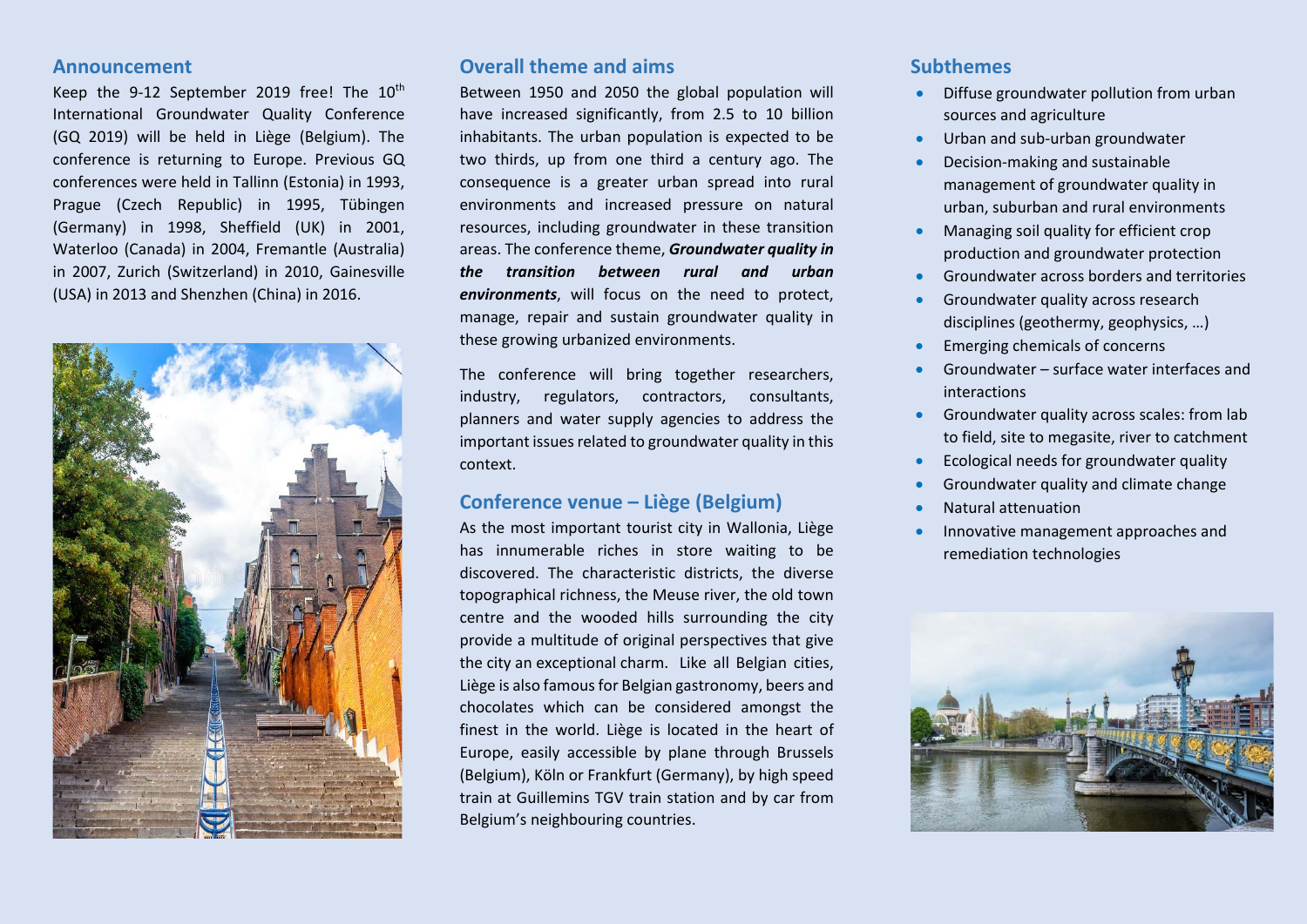## Announcement

Keep the 9-12 September 2019 free! The 10th International Groundwater Quality Conference (GQ 2019) will be held in Liège (Belgium). The conference is returning to Europe. Previous GQ conferences were held in Tallinn (Estonia) in 1993, Prague (Czech Republic) in 1995, Tübingen (Germany) in 1998, Sheffield (UK) in 2001, Waterloo (Canada) in 2004, Fremantle (Australia) in 2007, Zurich (Switzerland) in 2010, Gainesville (USA) in 2013 and Shenzhen (China) in 2016.

## Overall theme and aims

Between 1950 and 2050 the global population will have increased significantly, from 2.5 to 10 billion inhabitants. The urban population is expected to be two thirds, up from one third a century ago. The consequence is a greater urban spread into rural environments and increased pressure on natural resources, including groundwater in these transition areas. The conference theme, ***Groundwater quality in the transition between rural and urban environments***, will focus on the need to protect, manage, repair and sustain groundwater quality in these growing urbanized environments.

The conference will bring together researchers, industry, regulators, contractors, consultants, planners and water supply agencies to address the important issues related to groundwater quality in this context.

## Conference venue – Liège (Belgium)

As the most important tourist city in Wallonia, Liège has innumerable riches in store waiting to be discovered. The characteristic districts, the diverse topographical richness, the Meuse river, the old town centre and the wooded hills surrounding the city provide a multitude of original perspectives that give the city an exceptional charm. Like all Belgian cities, Liège is also famous for Belgian gastronomy, beers and chocolates which can be considered amongst the finest in the world. Liège is located in the heart of Europe, easily accessible by plane through Brussels (Belgium), Köln or Frankfurt (Germany), by high speed train at Guillemins TGV train station and by car from Belgium's neighbouring countries.

## Subthemes

- Diffuse groundwater pollution from urban sources and agriculture
- Urban and sub-urban groundwater
- Decision-making and sustainable management of groundwater quality in urban, suburban and rural environments
- Managing soil quality for efficient crop production and groundwater protection
- Groundwater across borders and territories
- Groundwater quality across research disciplines (geothermy, geophysics, …)
- Emerging chemicals of concerns
- Groundwater – surface water interfaces and interactions
- Groundwater quality across scales: from lab to field, site to megasite, river to catchment
- Ecological needs for groundwater quality
- Groundwater quality and climate change
- Natural attenuation
- Innovative management approaches and remediation technologies